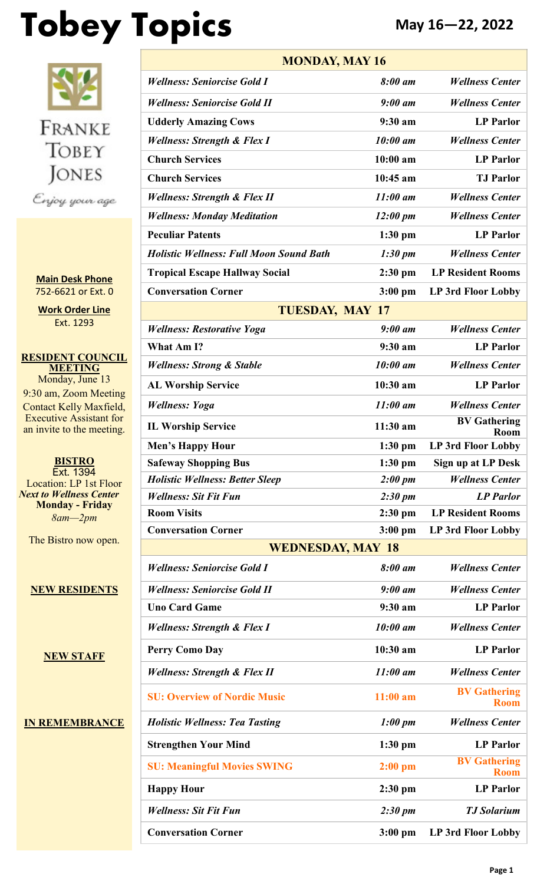# Tobey Topics

**May 16—22, 2022**

FRANKE TOBEY JONES

*Enjoy your age*

**Main Desk Phone**
752-6621 or Ext. 0

**Work Order Line**
Ext. 1293

**RESIDENT COUNCIL MEETING**
Monday, June 13
9:30 am, Zoom Meeting
Contact Kelly Maxfield, Executive Assistant for an invite to the meeting.

**BISTRO**
Ext. 1394
Location: LP 1st Floor
***Next to Wellness Center***
**Monday - Friday**
*8am—2pm*

The Bistro now open.

**NEW RESIDENTS**

**NEW STAFF**

**IN REMEMBRANCE**

| MONDAY, MAY 16 | | |
|---|---|---|
| ***Wellness: Seniorcise Gold I*** | ***8:00 am*** | ***Wellness Center*** |
| ***Wellness: Seniorcise Gold II*** | ***9:00 am*** | ***Wellness Center*** |
| **Udderly Amazing Cows** | **9:30 am** | **LP Parlor** |
| ***Wellness: Strength & Flex I*** | ***10:00 am*** | ***Wellness Center*** |
| **Church Services** | **10:00 am** | **LP Parlor** |
| **Church Services** | **10:45 am** | **TJ Parlor** |
| ***Wellness: Strength & Flex II*** | ***11:00 am*** | ***Wellness Center*** |
| ***Wellness: Monday Meditation*** | ***12:00 pm*** | ***Wellness Center*** |
| **Peculiar Patents** | **1:30 pm** | **LP Parlor** |
| ***Holistic Wellness: Full Moon Sound Bath*** | ***1:30 pm*** | ***Wellness Center*** |
| **Tropical Escape Hallway Social** | **2:30 pm** | **LP Resident Rooms** |
| **Conversation Corner** | **3:00 pm** | **LP 3rd Floor Lobby** |
| **TUESDAY, MAY 17** | | |
| ***Wellness: Restorative Yoga*** | ***9:00 am*** | ***Wellness Center*** |
| **What Am I?** | **9:30 am** | **LP Parlor** |
| ***Wellness: Strong & Stable*** | ***10:00 am*** | ***Wellness Center*** |
| **AL Worship Service** | **10:30 am** | **LP Parlor** |
| ***Wellness: Yoga*** | ***11:00 am*** | ***Wellness Center*** |
| **IL Worship Service** | **11:30 am** | **BV Gathering Room** |
| **Men's Happy Hour** | **1:30 pm** | **LP 3rd Floor Lobby** |
| **Safeway Shopping Bus** | **1:30 pm** | **Sign up at LP Desk** |
| ***Holistic Wellness: Better Sleep*** | ***2:00 pm*** | ***Wellness Center*** |
| ***Wellness: Sit Fit Fun*** | ***2:30 pm*** | ***LP Parlor*** |
| **Room Visits** | **2:30 pm** | **LP Resident Rooms** |
| **Conversation Corner** | **3:00 pm** | **LP 3rd Floor Lobby** |
| **WEDNESDAY, MAY 18** | | |
| ***Wellness: Seniorcise Gold I*** | ***8:00 am*** | ***Wellness Center*** |
| ***Wellness: Seniorcise Gold II*** | ***9:00 am*** | ***Wellness Center*** |
| **Uno Card Game** | **9:30 am** | **LP Parlor** |
| ***Wellness: Strength & Flex I*** | ***10:00 am*** | ***Wellness Center*** |
| **Perry Como Day** | **10:30 am** | **LP Parlor** |
| ***Wellness: Strength & Flex II*** | ***11:00 am*** | ***Wellness Center*** |
| **SU: Overview of Nordic Music** | **11:00 am** | **BV Gathering Room** |
| ***Holistic Wellness: Tea Tasting*** | ***1:00 pm*** | ***Wellness Center*** |
| **Strengthen Your Mind** | **1:30 pm** | **LP Parlor** |
| **SU: Meaningful Movies SWING** | **2:00 pm** | **BV Gathering Room** |
| **Happy Hour** | **2:30 pm** | **LP Parlor** |
| ***Wellness: Sit Fit Fun*** | ***2:30 pm*** | ***TJ Solarium*** |
| **Conversation Corner** | **3:00 pm** | **LP 3rd Floor Lobby** |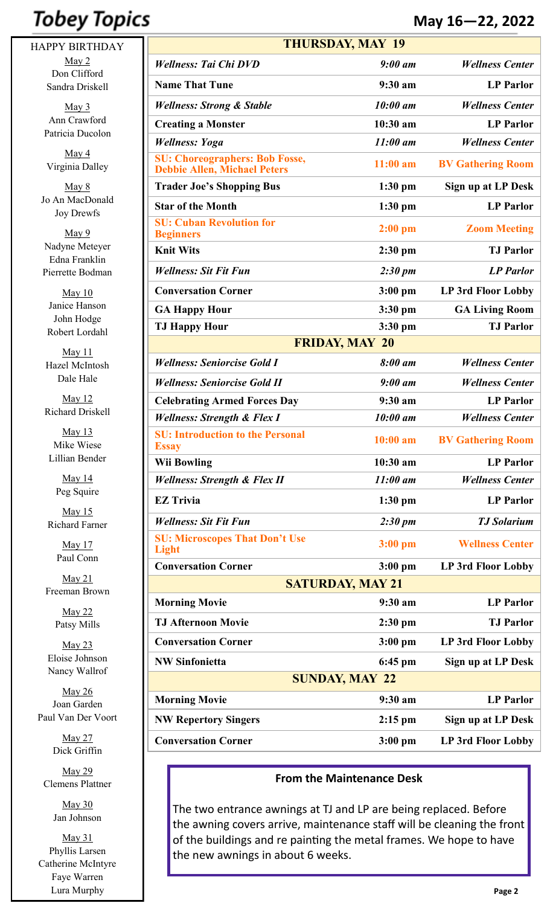# Tobey Topics

**May 16—22, 2022**

HAPPY BIRTHDAY

May 2
Don Clifford
Sandra Driskell

May 3
Ann Crawford
Patricia Ducolon

May 4
Virginia Dalley

May 8
Jo An MacDonald
Joy Drewfs

May 9
Nadyne Meteyer
Edna Franklin
Pierrette Bodman

May 10
Janice Hanson
John Hodge
Robert Lordahl

May 11
Hazel McIntosh
Dale Hale

May 12
Richard Driskell

May 13
Mike Wiese
Lillian Bender

May 14
Peg Squire

May 15
Richard Farner

May 17
Paul Conn

May 21
Freeman Brown

May 22
Patsy Mills

May 23
Eloise Johnson
Nancy Wallrof

May 26
Joan Garden
Paul Van Der Voort

May 27
Dick Griffin

May 29
Clemens Plattner

May 30
Jan Johnson

May 31
Phyllis Larsen
Catherine McIntyre
Faye Warren
Lura Murphy

| THURSDAY, MAY 19 | | |
|---|---|---|
| *Wellness: Tai Chi DVD* | *9:00 am* | *Wellness Center* |
| **Name That Tune** | **9:30 am** | **LP Parlor** |
| *Wellness: Strong & Stable* | *10:00 am* | *Wellness Center* |
| **Creating a Monster** | **10:30 am** | **LP Parlor** |
| *Wellness: Yoga* | *11:00 am* | *Wellness Center* |
| **SU: Choreographers: Bob Fosse, Debbie Allen, Michael Peters** | **11:00 am** | **BV Gathering Room** |
| **Trader Joe's Shopping Bus** | **1:30 pm** | **Sign up at LP Desk** |
| **Star of the Month** | **1:30 pm** | **LP Parlor** |
| **SU: Cuban Revolution for Beginners** | **2:00 pm** | **Zoom Meeting** |
| **Knit Wits** | **2:30 pm** | **TJ Parlor** |
| *Wellness: Sit Fit Fun* | *2:30 pm* | *LP Parlor* |
| **Conversation Corner** | **3:00 pm** | **LP 3rd Floor Lobby** |
| **GA Happy Hour** | **3:30 pm** | **GA Living Room** |
| **TJ Happy Hour** | **3:30 pm** | **TJ Parlor** |
| **FRIDAY, MAY 20** | | |
| *Wellness: Seniorcise Gold I* | *8:00 am* | *Wellness Center* |
| *Wellness: Seniorcise Gold II* | *9:00 am* | *Wellness Center* |
| **Celebrating Armed Forces Day** | **9:30 am** | **LP Parlor** |
| *Wellness: Strength & Flex I* | *10:00 am* | *Wellness Center* |
| **SU: Introduction to the Personal Essay** | **10:00 am** | **BV Gathering Room** |
| **Wii Bowling** | **10:30 am** | **LP Parlor** |
| *Wellness: Strength & Flex II* | *11:00 am* | *Wellness Center* |
| **EZ Trivia** | **1:30 pm** | **LP Parlor** |
| *Wellness: Sit Fit Fun* | *2:30 pm* | *TJ Solarium* |
| **SU: Microscopes That Don't Use Light** | **3:00 pm** | **Wellness Center** |
| **Conversation Corner** | **3:00 pm** | **LP 3rd Floor Lobby** |
| **SATURDAY, MAY 21** | | |
| **Morning Movie** | **9:30 am** | **LP Parlor** |
| **TJ Afternoon Movie** | **2:30 pm** | **TJ Parlor** |
| **Conversation Corner** | **3:00 pm** | **LP 3rd Floor Lobby** |
| **NW Sinfonietta** | **6:45 pm** | **Sign up at LP Desk** |
| **SUNDAY, MAY 22** | | |
| **Morning Movie** | **9:30 am** | **LP Parlor** |
| **NW Repertory Singers** | **2:15 pm** | **Sign up at LP Desk** |
| **Conversation Corner** | **3:00 pm** | **LP 3rd Floor Lobby** |

**From the Maintenance Desk**

The two entrance awnings at TJ and LP are being replaced. Before the awning covers arrive, maintenance staff will be cleaning the front of the buildings and re painting the metal frames. We hope to have the new awnings in about 6 weeks.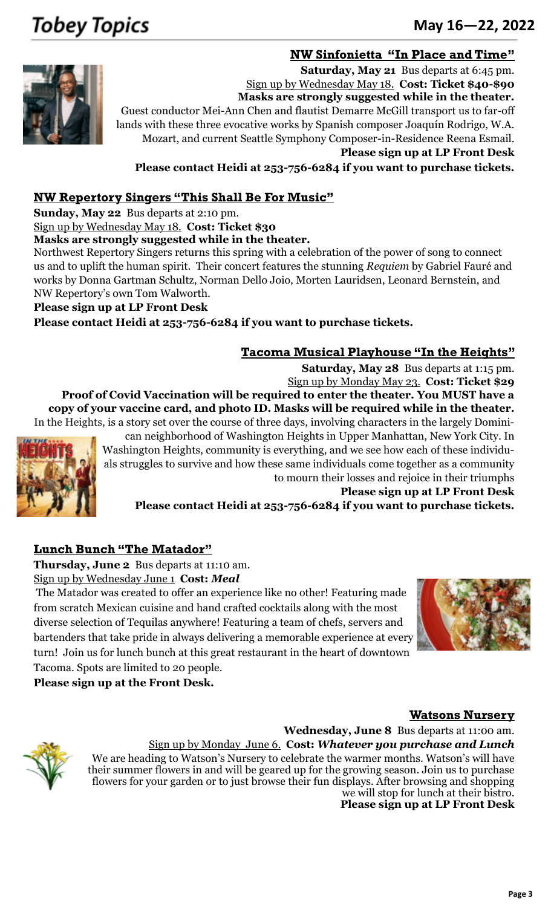## NW Sinfonietta "In Place and Time"

**Saturday, May 21** Bus departs at 6:45 pm.

Sign up by Wednesday May 18. **Cost: Ticket $40-$90**

**Masks are strongly suggested while in the theater.**

Guest conductor Mei-Ann Chen and flautist Demarre McGill transport us to far-off lands with these three evocative works by Spanish composer Joaquín Rodrigo, W.A. Mozart, and current Seattle Symphony Composer-in-Residence Reena Esmail.

**Please sign up at LP Front Desk**

**Please contact Heidi at 253-756-6284 if you want to purchase tickets.**

## NW Repertory Singers "This Shall Be For Music"

**Sunday, May 22** Bus departs at 2:10 pm.

Sign up by Wednesday May 18. **Cost: Ticket $30**

**Masks are strongly suggested while in the theater.**

Northwest Repertory Singers returns this spring with a celebration of the power of song to connect us and to uplift the human spirit. Their concert features the stunning *Requiem* by Gabriel Fauré and works by Donna Gartman Schultz, Norman Dello Joio, Morten Lauridsen, Leonard Bernstein, and NW Repertory's own Tom Walworth.

**Please sign up at LP Front Desk**

**Please contact Heidi at 253-756-6284 if you want to purchase tickets.**

## Tacoma Musical Playhouse "In the Heights"

**Saturday, May 28** Bus departs at 1:15 pm.

Sign up by Monday May 23. **Cost: Ticket $29**

**Proof of Covid Vaccination will be required to enter the theater. You MUST have a copy of your vaccine card, and photo ID. Masks will be required while in the theater.**

In the Heights, is a story set over the course of three days, involving characters in the largely Dominican neighborhood of Washington Heights in Upper Manhattan, New York City. In Washington Heights, community is everything, and we see how each of these individuals struggles to survive and how these same individuals come together as a community to mourn their losses and rejoice in their triumphs

**Please sign up at LP Front Desk**

**Please contact Heidi at 253-756-6284 if you want to purchase tickets.**

## Lunch Bunch "The Matador"

**Thursday, June 2** Bus departs at 11:10 am.

Sign up by Wednesday June 1 **Cost: *Meal***

The Matador was created to offer an experience like no other! Featuring made from scratch Mexican cuisine and hand crafted cocktails along with the most diverse selection of Tequilas anywhere! Featuring a team of chefs, servers and bartenders that take pride in always delivering a memorable experience at every turn! Join us for lunch bunch at this great restaurant in the heart of downtown Tacoma. Spots are limited to 20 people.

**Please sign up at the Front Desk.**

## Watsons Nursery

**Wednesday, June 8** Bus departs at 11:00 am.

Sign up by Monday June 6. **Cost: *Whatever you purchase and Lunch***

We are heading to Watson's Nursery to celebrate the warmer months. Watson's will have their summer flowers in and will be geared up for the growing season. Join us to purchase flowers for your garden or to just browse their fun displays. After browsing and shopping we will stop for lunch at their bistro.

**Please sign up at LP Front Desk**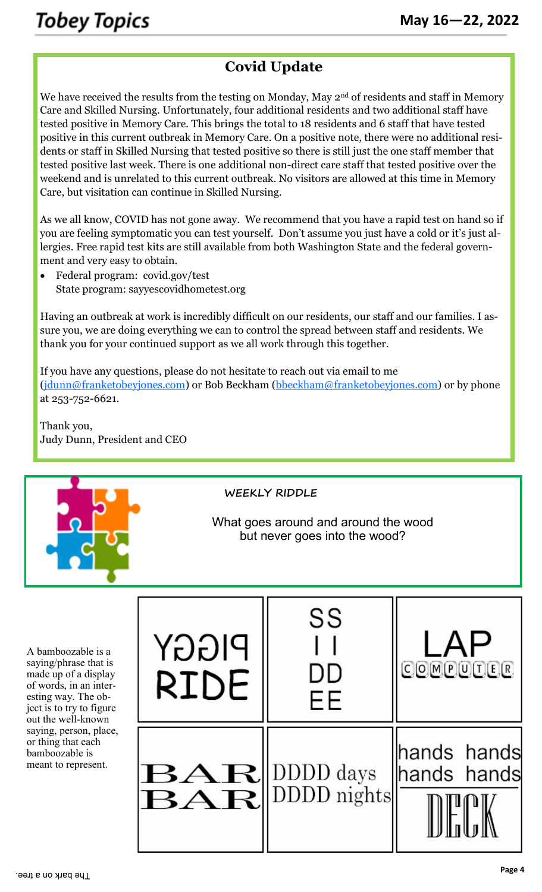## Covid Update

We have received the results from the testing on Monday, May 2nd of residents and staff in Memory Care and Skilled Nursing. Unfortunately, four additional residents and two additional staff have tested positive in Memory Care. This brings the total to 18 residents and 6 staff that have tested positive in this current outbreak in Memory Care. On a positive note, there were no additional residents or staff in Skilled Nursing that tested positive so there is still just the one staff member that tested positive last week. There is one additional non-direct care staff that tested positive over the weekend and is unrelated to this current outbreak. No visitors are allowed at this time in Memory Care, but visitation can continue in Skilled Nursing.

As we all know, COVID has not gone away. We recommend that you have a rapid test on hand so if you are feeling symptomatic you can test yourself. Don't assume you just have a cold or it's just allergies. Free rapid test kits are still available from both Washington State and the federal government and very easy to obtain.

- Federal program: covid.gov/test
  State program: sayyescovidhometest.org

Having an outbreak at work is incredibly difficult on our residents, our staff and our families. I assure you, we are doing everything we can to control the spread between staff and residents. We thank you for your continued support as we all work through this together.

If you have any questions, please do not hesitate to reach out via email to me (jdunn@franketobeyjones.com) or Bob Beckham (bbeckham@franketobeyjones.com) or by phone at 253-752-6621.

Thank you,
Judy Dunn, President and CEO

### WEEKLY RIDDLE

What goes around and around the wood but never goes into the wood?

A bamboozable is a saying/phrase that is made up of a display of words, in an interesting way. The object is to try to figure out the well-known saying, person, place, or thing that each bamboozable is meant to represent.

| | | |
|---|---|---|
| PIGGY (reversed) RIDE | SS I I DD EE | LAP COMPUTER |
| BAR BAR | DDDD days DDDD nights | hands hands hands hands DECK |

The bark on a tree.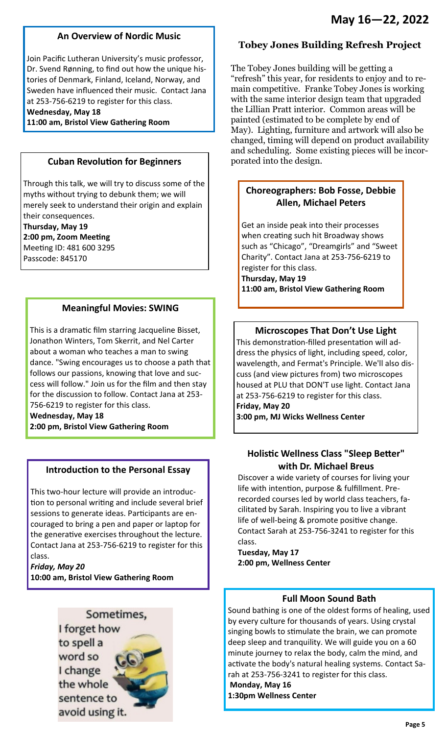## May 16—22, 2022

### An Overview of Nordic Music

Join Pacific Lutheran University's music professor, Dr. Svend Rønning, to find out how the unique histories of Denmark, Finland, Iceland, Norway, and Sweden have influenced their music. Contact Jana at 253-756-6219 to register for this class.

**Wednesday, May 18**
**11:00 am, Bristol View Gathering Room**

### Cuban Revolution for Beginners

Through this talk, we will try to discuss some of the myths without trying to debunk them; we will merely seek to understand their origin and explain their consequences.

**Thursday, May 19**
**2:00 pm, Zoom Meeting**
Meeting ID: 481 600 3295
Passcode: 845170

### Meaningful Movies: SWING

This is a dramatic film starring Jacqueline Bisset, Jonathon Winters, Tom Skerrit, and Nel Carter about a woman who teaches a man to swing dance. "Swing encourages us to choose a path that follows our passions, knowing that love and success will follow." Join us for the film and then stay for the discussion to follow. Contact Jana at 253-756-6219 to register for this class.

**Wednesday, May 18**
**2:00 pm, Bristol View Gathering Room**

### Introduction to the Personal Essay

This two-hour lecture will provide an introduction to personal writing and include several brief sessions to generate ideas. Participants are encouraged to bring a pen and paper or laptop for the generative exercises throughout the lecture. Contact Jana at 253-756-6219 to register for this class.

***Friday, May 20***
**10:00 am, Bristol View Gathering Room**

Sometimes, I forget how to spell a word so I change the whole sentence to avoid using it.

### Tobey Jones Building Refresh Project

The Tobey Jones building will be getting a "refresh" this year, for residents to enjoy and to remain competitive. Franke Tobey Jones is working with the same interior design team that upgraded the Lillian Pratt interior. Common areas will be painted (estimated to be complete by end of May). Lighting, furniture and artwork will also be changed, timing will depend on product availability and scheduling. Some existing pieces will be incorporated into the design.

### Choreographers: Bob Fosse, Debbie Allen, Michael Peters

Get an inside peak into their processes when creating such hit Broadway shows such as "Chicago", "Dreamgirls" and "Sweet Charity". Contact Jana at 253-756-6219 to register for this class.

**Thursday, May 19**
**11:00 am, Bristol View Gathering Room**

### Microscopes That Don't Use Light

This demonstration-filled presentation will address the physics of light, including speed, color, wavelength, and Fermat's Principle. We'll also discuss (and view pictures from) two microscopes housed at PLU that DON'T use light. Contact Jana at 253-756-6219 to register for this class.

**Friday, May 20**
**3:00 pm, MJ Wicks Wellness Center**

### Holistic Wellness Class "Sleep Better" with Dr. Michael Breus

Discover a wide variety of courses for living your life with intention, purpose & fulfillment. Pre-recorded courses led by world class teachers, facilitated by Sarah. Inspiring you to live a vibrant life of well-being & promote positive change. Contact Sarah at 253-756-3241 to register for this class.

**Tuesday, May 17**
**2:00 pm, Wellness Center**

### Full Moon Sound Bath

Sound bathing is one of the oldest forms of healing, used by every culture for thousands of years. Using crystal singing bowls to stimulate the brain, we can promote deep sleep and tranquility. We will guide you on a 60 minute journey to relax the body, calm the mind, and activate the body's natural healing systems. Contact Sarah at 253-756-3241 to register for this class.

**Monday, May 16**
**1:30pm Wellness Center**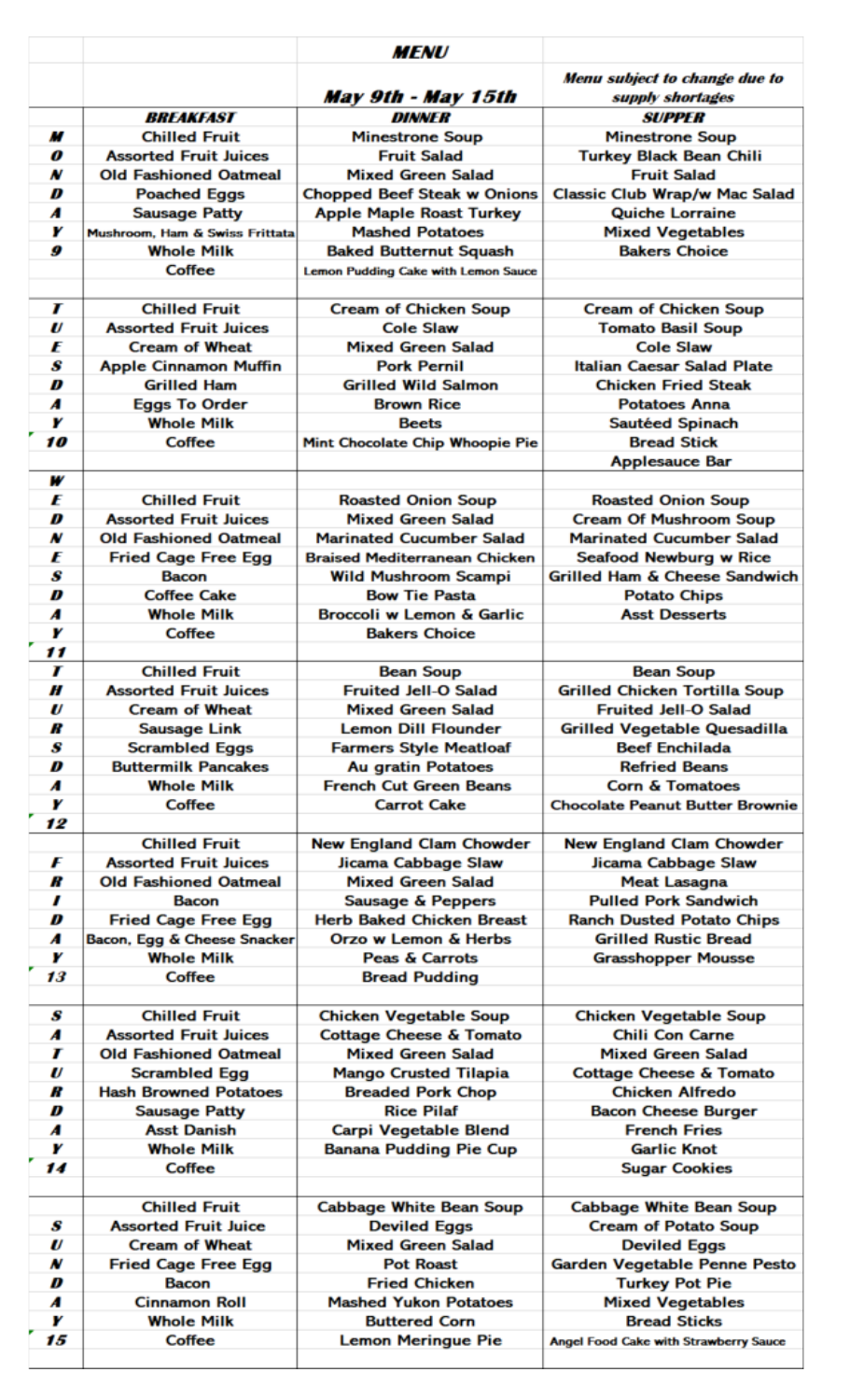| | MENU | | |
|---|---|---|---|
| | | May 9th - May 15th | Menu subject to change due to supply shortages |
| | BREAKFAST | DINNER | SUPPER |
| M | Chilled Fruit | Minestrone Soup | Minestrone Soup |
| O | Assorted Fruit Juices | Fruit Salad | Turkey Black Bean Chili |
| N | Old Fashioned Oatmeal | Mixed Green Salad | Fruit Salad |
| D | Poached Eggs | Chopped Beef Steak w Onions | Classic Club Wrap/w Mac Salad |
| A | Sausage Patty | Apple Maple Roast Turkey | Quiche Lorraine |
| Y | Mushroom, Ham & Swiss Frittata | Mashed Potatoes | Mixed Vegetables |
| 9 | Whole Milk | Baked Butternut Squash | Bakers Choice |
| | Coffee | Lemon Pudding Cake with Lemon Sauce | |
| | | | |
| T | Chilled Fruit | Cream of Chicken Soup | Cream of Chicken Soup |
| U | Assorted Fruit Juices | Cole Slaw | Tomato Basil Soup |
| E | Cream of Wheat | Mixed Green Salad | Cole Slaw |
| S | Apple Cinnamon Muffin | Pork Pernil | Italian Caesar Salad Plate |
| D | Grilled Ham | Grilled Wild Salmon | Chicken Fried Steak |
| A | Eggs To Order | Brown Rice | Potatoes Anna |
| Y | Whole Milk | Beets | Sautéed Spinach |
| 10 | Coffee | Mint Chocolate Chip Whoopie Pie | Bread Stick |
| | | | Applesauce Bar |
| W | | | |
| E | Chilled Fruit | Roasted Onion Soup | Roasted Onion Soup |
| D | Assorted Fruit Juices | Mixed Green Salad | Cream Of Mushroom Soup |
| N | Old Fashioned Oatmeal | Marinated Cucumber Salad | Marinated Cucumber Salad |
| E | Fried Cage Free Egg | Braised Mediterranean Chicken | Seafood Newburg w Rice |
| S | Bacon | Wild Mushroom Scampi | Grilled Ham & Cheese Sandwich |
| D | Coffee Cake | Bow Tie Pasta | Potato Chips |
| A | Whole Milk | Broccoli w Lemon & Garlic | Asst Desserts |
| Y | Coffee | Bakers Choice | |
| 11 | | | |
| T | Chilled Fruit | Bean Soup | Bean Soup |
| H | Assorted Fruit Juices | Fruited Jell-O Salad | Grilled Chicken Tortilla Soup |
| U | Cream of Wheat | Mixed Green Salad | Fruited Jell-O Salad |
| R | Sausage Link | Lemon Dill Flounder | Grilled Vegetable Quesadilla |
| S | Scrambled Eggs | Farmers Style Meatloaf | Beef Enchilada |
| D | Buttermilk Pancakes | Au gratin Potatoes | Refried Beans |
| A | Whole Milk | French Cut Green Beans | Corn & Tomatoes |
| Y | Coffee | Carrot Cake | Chocolate Peanut Butter Brownie |
| 12 | | | |
| | Chilled Fruit | New England Clam Chowder | New England Clam Chowder |
| F | Assorted Fruit Juices | Jicama Cabbage Slaw | Jicama Cabbage Slaw |
| R | Old Fashioned Oatmeal | Mixed Green Salad | Meat Lasagna |
| I | Bacon | Sausage & Peppers | Pulled Pork Sandwich |
| D | Fried Cage Free Egg | Herb Baked Chicken Breast | Ranch Dusted Potato Chips |
| A | Bacon, Egg & Cheese Snacker | Orzo w Lemon & Herbs | Grilled Rustic Bread |
| Y | Whole Milk | Peas & Carrots | Grasshopper Mousse |
| 13 | Coffee | Bread Pudding | |
| | | | |
| S | Chilled Fruit | Chicken Vegetable Soup | Chicken Vegetable Soup |
| A | Assorted Fruit Juices | Cottage Cheese & Tomato | Chili Con Carne |
| T | Old Fashioned Oatmeal | Mixed Green Salad | Mixed Green Salad |
| U | Scrambled Egg | Mango Crusted Tilapia | Cottage Cheese & Tomato |
| R | Hash Browned Potatoes | Breaded Pork Chop | Chicken Alfredo |
| D | Sausage Patty | Rice Pilaf | Bacon Cheese Burger |
| A | Asst Danish | Carpi Vegetable Blend | French Fries |
| Y | Whole Milk | Banana Pudding Pie Cup | Garlic Knot |
| 14 | Coffee | | Sugar Cookies |
| | | | |
| | Chilled Fruit | Cabbage White Bean Soup | Cabbage White Bean Soup |
| S | Assorted Fruit Juice | Deviled Eggs | Cream of Potato Soup |
| U | Cream of Wheat | Mixed Green Salad | Deviled Eggs |
| N | Fried Cage Free Egg | Pot Roast | Garden Vegetable Penne Pesto |
| D | Bacon | Fried Chicken | Turkey Pot Pie |
| A | Cinnamon Roll | Mashed Yukon Potatoes | Mixed Vegetables |
| Y | Whole Milk | Buttered Corn | Bread Sticks |
| 15 | Coffee | Lemon Meringue Pie | Angel Food Cake with Strawberry Sauce |